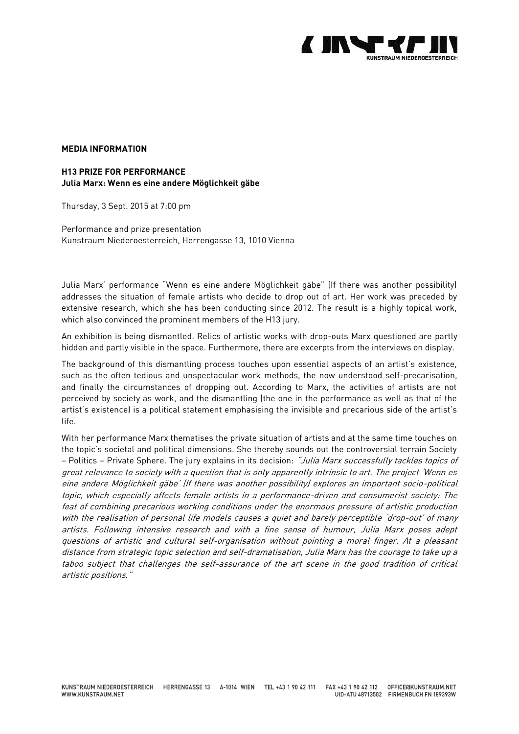**MEDIA INFORMATION**

**H13 PRIZE FOR PERFORMANCE**
**Julia Marx: Wenn es eine andere Möglichkeit gäbe**

Thursday, 3 Sept. 2015 at 7:00 pm

Performance and prize presentation
Kunstraum Niederoesterreich, Herrengasse 13, 1010 Vienna

Julia Marx' performance "Wenn es eine andere Möglichkeit gäbe" (If there was another possibility) addresses the situation of female artists who decide to drop out of art. Her work was preceded by extensive research, which she has been conducting since 2012. The result is a highly topical work, which also convinced the prominent members of the H13 jury.

An exhibition is being dismantled. Relics of artistic works with drop-outs Marx questioned are partly hidden and partly visible in the space. Furthermore, there are excerpts from the interviews on display.

The background of this dismantling process touches upon essential aspects of an artist's existence, such as the often tedious and unspectacular work methods, the now understood self-precarisation, and finally the circumstances of dropping out. According to Marx, the activities of artists are not perceived by society as work, and the dismantling (the one in the performance as well as that of the artist's existence) is a political statement emphasising the invisible and precarious side of the artist's life.

With her performance Marx thematises the private situation of artists and at the same time touches on the topic's societal and political dimensions. She thereby sounds out the controversial terrain Society – Politics – Private Sphere. The jury explains in its decision: *"Julia Marx successfully tackles topics of great relevance to society with a question that is only apparently intrinsic to art. The project 'Wenn es eine andere Möglichkeit gäbe' (If there was another possibility) explores an important socio-political topic, which especially affects female artists in a performance-driven and consumerist society: The feat of combining precarious working conditions under the enormous pressure of artistic production with the realisation of personal life models causes a quiet and barely perceptible 'drop-out' of many artists. Following intensive research and with a fine sense of humour, Julia Marx poses adept questions of artistic and cultural self-organisation without pointing a moral finger. At a pleasant distance from strategic topic selection and self-dramatisation, Julia Marx has the courage to take up a taboo subject that challenges the self-assurance of the art scene in the good tradition of critical artistic positions."*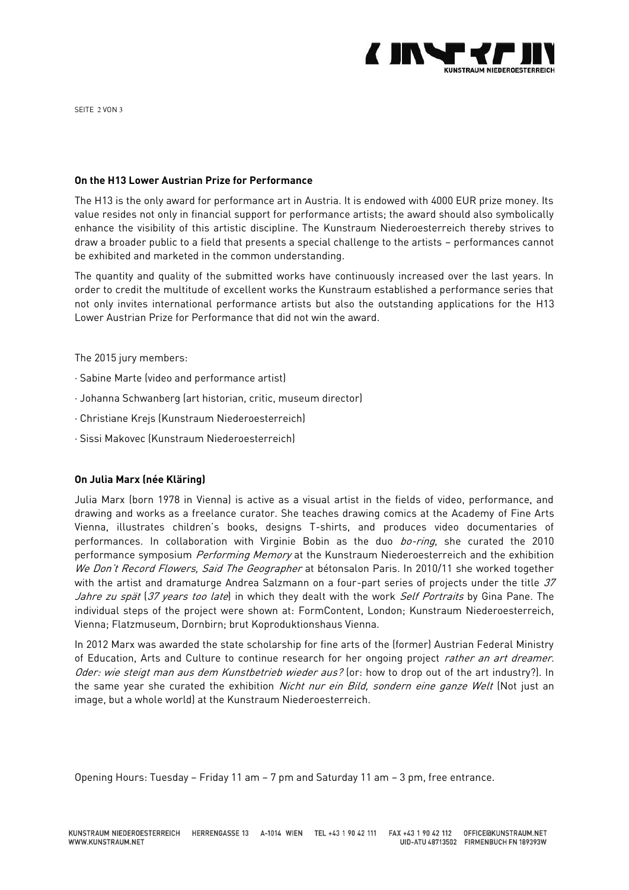## On the H13 Lower Austrian Prize for Performance

The H13 is the only award for performance art in Austria. It is endowed with 4000 EUR prize money. Its value resides not only in financial support for performance artists; the award should also symbolically enhance the visibility of this artistic discipline. The Kunstraum Niederoesterreich thereby strives to draw a broader public to a field that presents a special challenge to the artists – performances cannot be exhibited and marketed in the common understanding.

The quantity and quality of the submitted works have continuously increased over the last years. In order to credit the multitude of excellent works the Kunstraum established a performance series that not only invites international performance artists but also the outstanding applications for the H13 Lower Austrian Prize for Performance that did not win the award.

The 2015 jury members:

- Sabine Marte (video and performance artist)
- Johanna Schwanberg (art historian, critic, museum director)
- Christiane Krejs (Kunstraum Niederoesterreich)
- Sissi Makovec (Kunstraum Niederoesterreich)

## On Julia Marx (née Kläring)

Julia Marx (born 1978 in Vienna) is active as a visual artist in the fields of video, performance, and drawing and works as a freelance curator. She teaches drawing comics at the Academy of Fine Arts Vienna, illustrates children's books, designs T-shirts, and produces video documentaries of performances. In collaboration with Virginie Bobin as the duo *bo-ring*, she curated the 2010 performance symposium *Performing Memory* at the Kunstraum Niederoesterreich and the exhibition *We Don't Record Flowers, Said The Geographer* at bétonsalon Paris. In 2010/11 she worked together with the artist and dramaturge Andrea Salzmann on a four-part series of projects under the title *37 Jahre zu spät* (*37 years too late*) in which they dealt with the work *Self Portraits* by Gina Pane. The individual steps of the project were shown at: FormContent, London; Kunstraum Niederoesterreich, Vienna; Flatzmuseum, Dornbirn; brut Koproduktionshaus Vienna.

In 2012 Marx was awarded the state scholarship for fine arts of the (former) Austrian Federal Ministry of Education, Arts and Culture to continue research for her ongoing project *rather an art dreamer. Oder: wie steigt man aus dem Kunstbetrieb wieder aus?* (or: how to drop out of the art industry?). In the same year she curated the exhibition *Nicht nur ein Bild, sondern eine ganze Welt* (Not just an image, but a whole world) at the Kunstraum Niederoesterreich.

Opening Hours: Tuesday – Friday 11 am – 7 pm and Saturday 11 am – 3 pm, free entrance.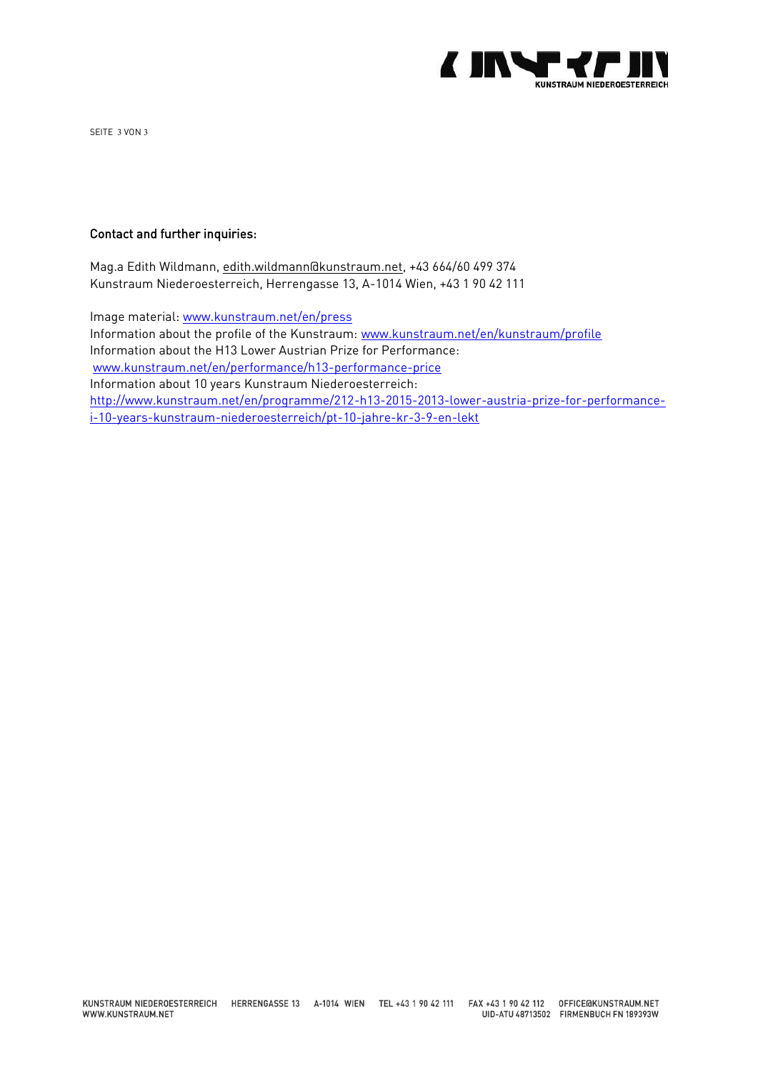### Contact and further inquiries:

Mag.a Edith Wildmann, edith.wildmann@kunstraum.net, +43 664/60 499 374
Kunstraum Niederoesterreich, Herrengasse 13, A-1014 Wien, +43 1 90 42 111

Image material: www.kunstraum.net/en/press
Information about the profile of the Kunstraum: www.kunstraum.net/en/kunstraum/profile
Information about the H13 Lower Austrian Prize for Performance:
www.kunstraum.net/en/performance/h13-performance-price
Information about 10 years Kunstraum Niederoesterreich:
http://www.kunstraum.net/en/programme/212-h13-2015-2013-lower-austria-prize-for-performance-i-10-years-kunstraum-niederoesterreich/pt-10-jahre-kr-3-9-en-lekt